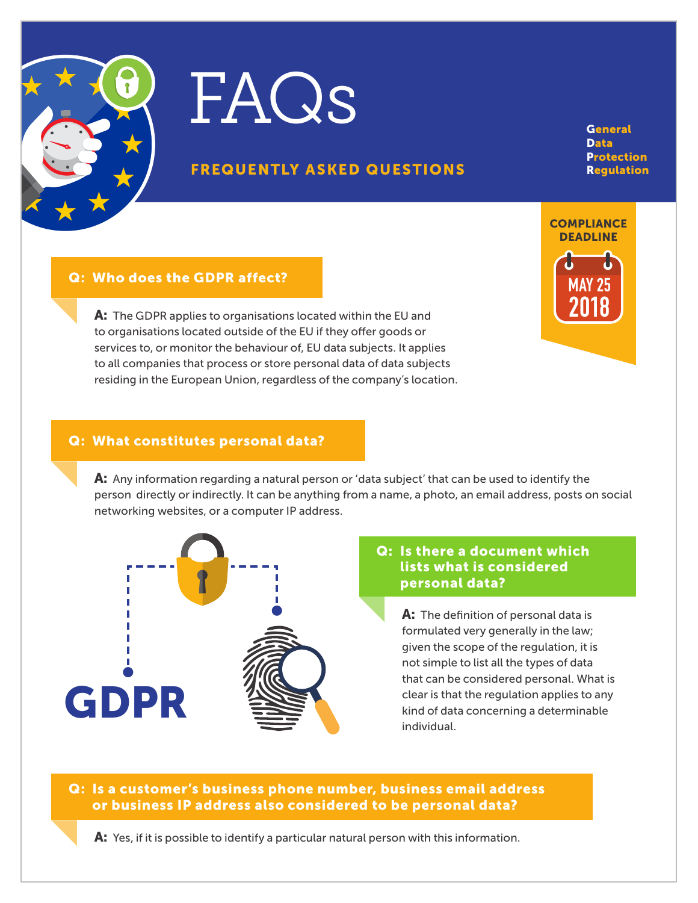# FAQs

## FREQUENTLY ASKED QUESTIONS

**General Data Protection Regulation**

**COMPLIANCE DEADLINE**

**MAY 25 2018**

### Q: Who does the GDPR affect?

**A:** The GDPR applies to organisations located within the EU and to organisations located outside of the EU if they offer goods or services to, or monitor the behaviour of, EU data subjects. It applies to all companies that process or store personal data of data subjects residing in the European Union, regardless of the company's location.

### Q: What constitutes personal data?

**A:** Any information regarding a natural person or 'data subject' that can be used to identify the person directly or indirectly. It can be anything from a name, a photo, an email address, posts on social networking websites, or a computer IP address.

GDPR

### Q: Is there a document which lists what is considered personal data?

**A:** The definition of personal data is formulated very generally in the law; given the scope of the regulation, it is not simple to list all the types of data that can be considered personal. What is clear is that the regulation applies to any kind of data concerning a determinable individual.

### Q: Is a customer's business phone number, business email address or business IP address also considered to be personal data?

**A:** Yes, if it is possible to identify a particular natural person with this information.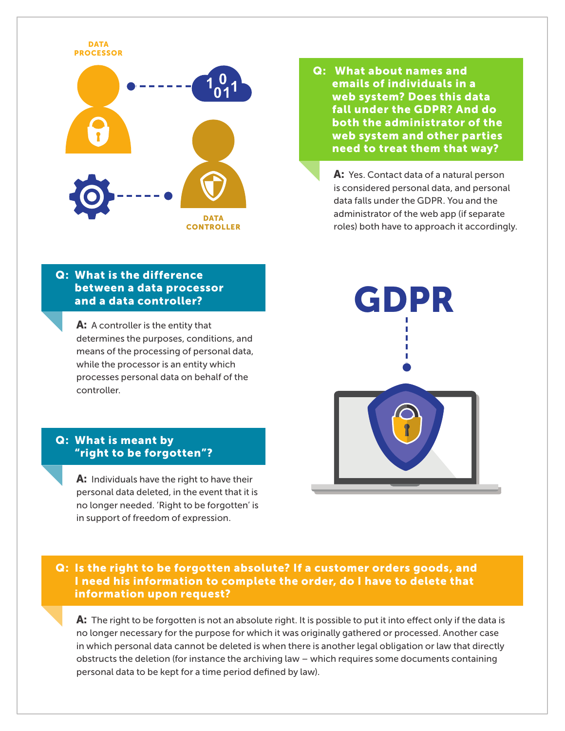DATA PROCESSOR

DATA CONTROLLER

GDPR

## Q: What about names and emails of individuals in a web system? Does this data fall under the GDPR? And do both the administrator of the web system and other parties need to treat them that way?

**A:** Yes. Contact data of a natural person is considered personal data, and personal data falls under the GDPR. You and the administrator of the web app (if separate roles) both have to approach it accordingly.

## Q: What is the difference between a data processor and a data controller?

**A:** A controller is the entity that determines the purposes, conditions, and means of the processing of personal data, while the processor is an entity which processes personal data on behalf of the controller.

## Q: What is meant by "right to be forgotten"?

**A:** Individuals have the right to have their personal data deleted, in the event that it is no longer needed. 'Right to be forgotten' is in support of freedom of expression.

## Q: Is the right to be forgotten absolute? If a customer orders goods, and I need his information to complete the order, do I have to delete that information upon request?

**A:** The right to be forgotten is not an absolute right. It is possible to put it into effect only if the data is no longer necessary for the purpose for which it was originally gathered or processed. Another case in which personal data cannot be deleted is when there is another legal obligation or law that directly obstructs the deletion (for instance the archiving law – which requires some documents containing personal data to be kept for a time period defined by law).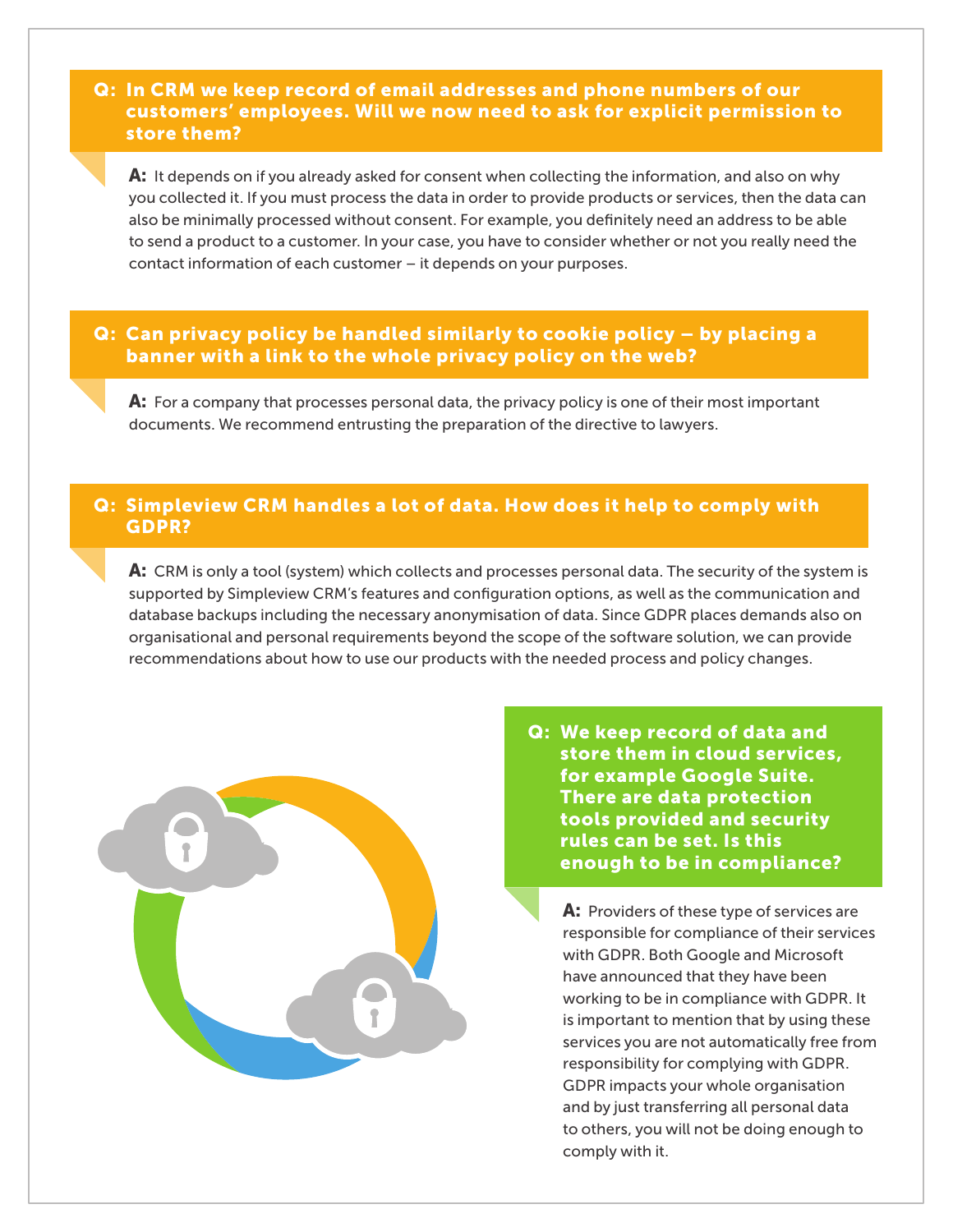**Q: In CRM we keep record of email addresses and phone numbers of our customers' employees. Will we now need to ask for explicit permission to store them?**

**A:** It depends on if you already asked for consent when collecting the information, and also on why you collected it. If you must process the data in order to provide products or services, then the data can also be minimally processed without consent. For example, you definitely need an address to be able to send a product to a customer. In your case, you have to consider whether or not you really need the contact information of each customer – it depends on your purposes.

**Q: Can privacy policy be handled similarly to cookie policy – by placing a banner with a link to the whole privacy policy on the web?**

**A:** For a company that processes personal data, the privacy policy is one of their most important documents. We recommend entrusting the preparation of the directive to lawyers.

**Q: Simpleview CRM handles a lot of data. How does it help to comply with GDPR?**

**A:** CRM is only a tool (system) which collects and processes personal data. The security of the system is supported by Simpleview CRM's features and configuration options, as well as the communication and database backups including the necessary anonymisation of data. Since GDPR places demands also on organisational and personal requirements beyond the scope of the software solution, we can provide recommendations about how to use our products with the needed process and policy changes.

**Q: We keep record of data and store them in cloud services, for example Google Suite. There are data protection tools provided and security rules can be set. Is this enough to be in compliance?**

**A:** Providers of these type of services are responsible for compliance of their services with GDPR. Both Google and Microsoft have announced that they have been working to be in compliance with GDPR. It is important to mention that by using these services you are not automatically free from responsibility for complying with GDPR. GDPR impacts your whole organisation and by just transferring all personal data to others, you will not be doing enough to comply with it.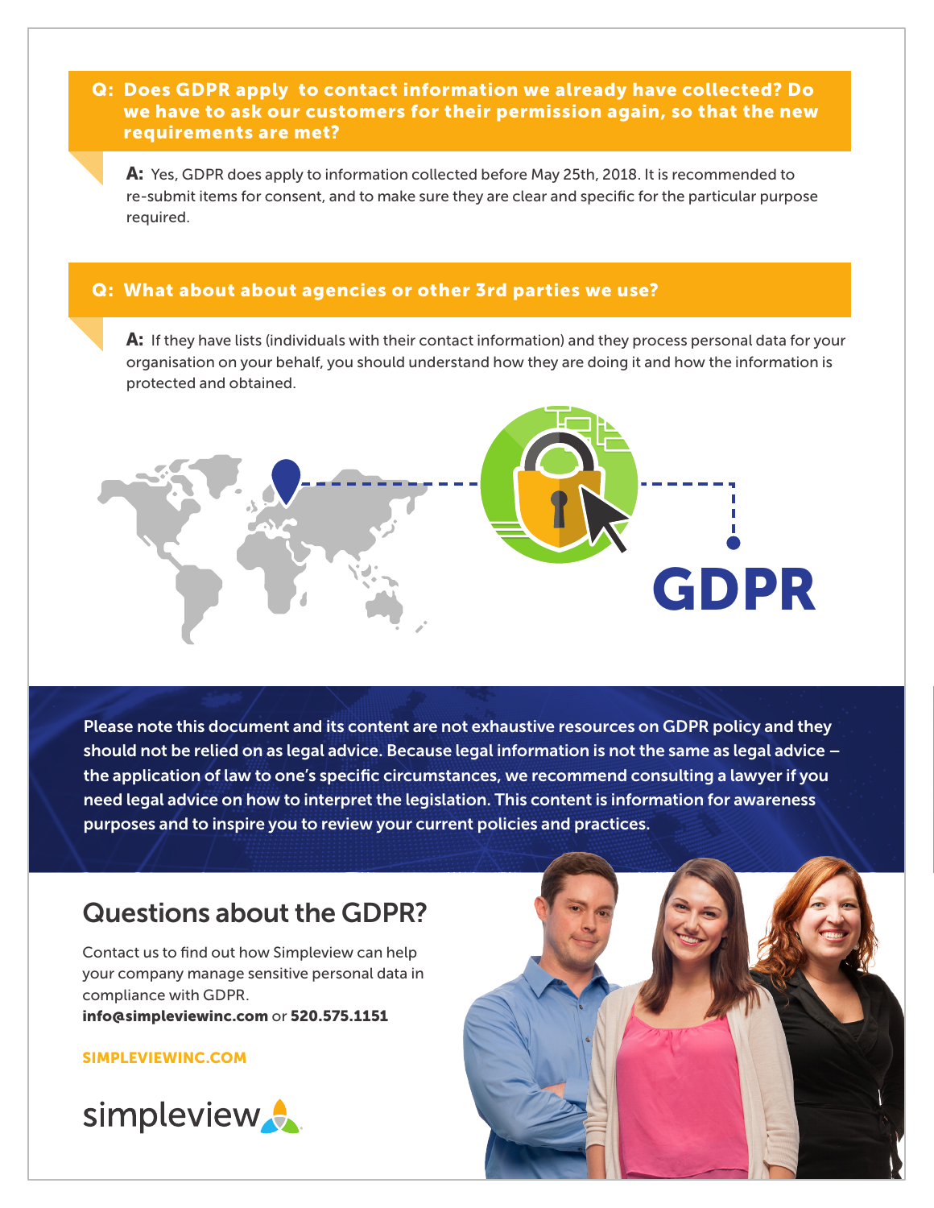**Q: Does GDPR apply to contact information we already have collected? Do we have to ask our customers for their permission again, so that the new requirements are met?**

**A:** Yes, GDPR does apply to information collected before May 25th, 2018. It is recommended to re-submit items for consent, and to make sure they are clear and specific for the particular purpose required.

**Q: What about about agencies or other 3rd parties we use?**

**A:** If they have lists (individuals with their contact information) and they process personal data for your organisation on your behalf, you should understand how they are doing it and how the information is protected and obtained.

GDPR

**Please note this document and its content are not exhaustive resources on GDPR policy and they should not be relied on as legal advice. Because legal information is not the same as legal advice – the application of law to one's specific circumstances, we recommend consulting a lawyer if you need legal advice on how to interpret the legislation. This content is information for awareness purposes and to inspire you to review your current policies and practices.**

## Questions about the GDPR?

Contact us to find out how Simpleview can help your company manage sensitive personal data in compliance with GDPR.
**info@simpleviewinc.com** or **520.575.1151**

**SIMPLEVIEWINC.COM**

simpleview